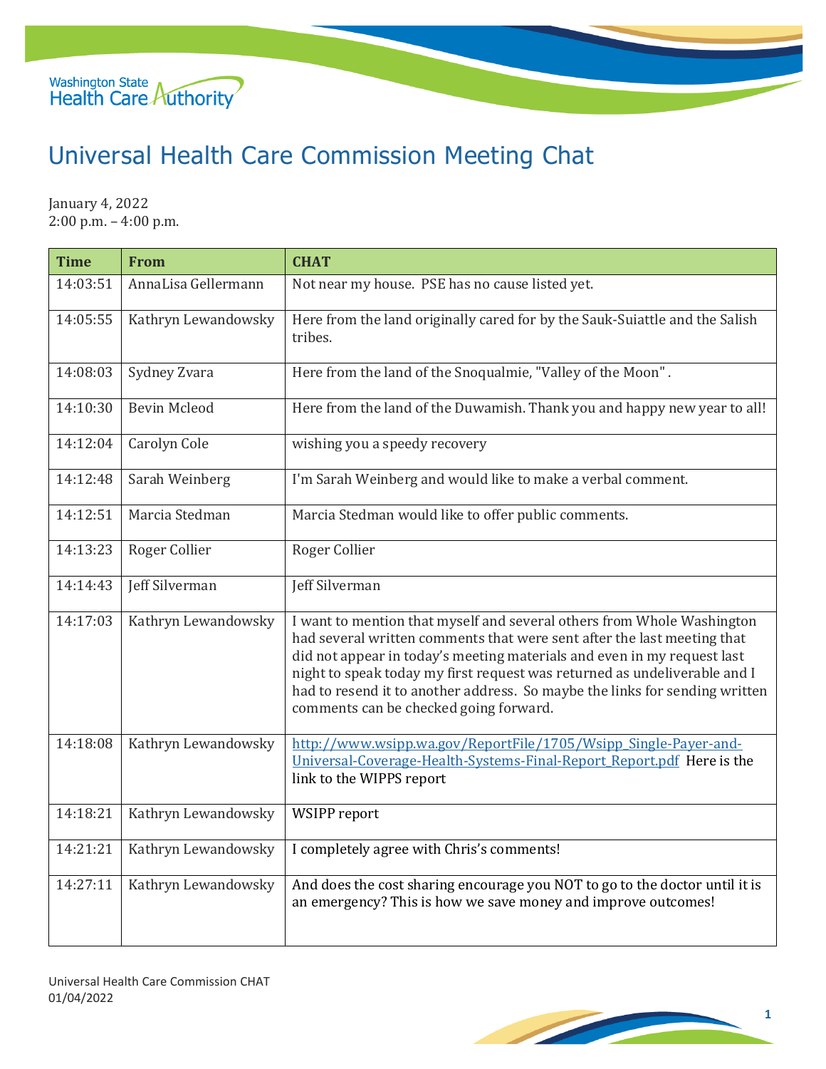Washington State Health Care Authority

# Universal Health Care Commission Meeting Chat

January 4, 2022
2:00 p.m. – 4:00 p.m.

| Time | From | CHAT |
|---|---|---|
| 14:03:51 | AnnaLisa Gellermann | Not near my house. PSE has no cause listed yet. |
| 14:05:55 | Kathryn Lewandowsky | Here from the land originally cared for by the Sauk-Suiattle and the Salish tribes. |
| 14:08:03 | Sydney Zvara | Here from the land of the Snoqualmie, "Valley of the Moon" . |
| 14:10:30 | Bevin Mcleod | Here from the land of the Duwamish. Thank you and happy new year to all! |
| 14:12:04 | Carolyn Cole | wishing you a speedy recovery |
| 14:12:48 | Sarah Weinberg | I'm Sarah Weinberg and would like to make a verbal comment. |
| 14:12:51 | Marcia Stedman | Marcia Stedman would like to offer public comments. |
| 14:13:23 | Roger Collier | Roger Collier |
| 14:14:43 | Jeff Silverman | Jeff Silverman |
| 14:17:03 | Kathryn Lewandowsky | I want to mention that myself and several others from Whole Washington had several written comments that were sent after the last meeting that did not appear in today's meeting materials and even in my request last night to speak today my first request was returned as undeliverable and I had to resend it to another address. So maybe the links for sending written comments can be checked going forward. |
| 14:18:08 | Kathryn Lewandowsky | http://www.wsipp.wa.gov/ReportFile/1705/Wsipp_Single-Payer-and-Universal-Coverage-Health-Systems-Final-Report_Report.pdf Here is the link to the WIPPS report |
| 14:18:21 | Kathryn Lewandowsky | WSIPP report |
| 14:21:21 | Kathryn Lewandowsky | I completely agree with Chris's comments! |
| 14:27:11 | Kathryn Lewandowsky | And does the cost sharing encourage you NOT to go to the doctor until it is an emergency? This is how we save money and improve outcomes! |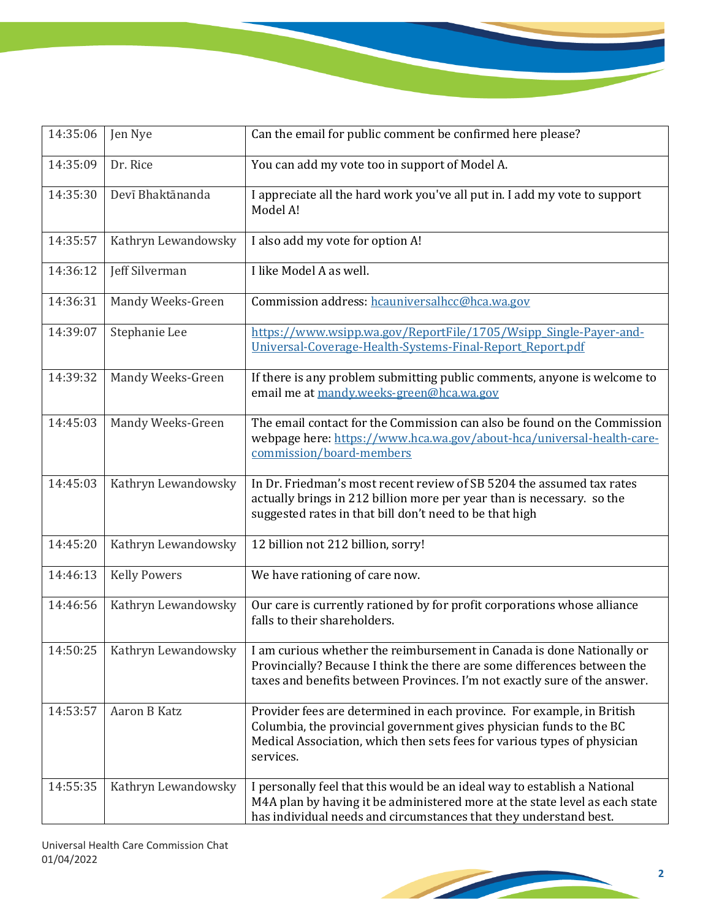| 14:35:06 | Jen Nye | Can the email for public comment be confirmed here please? |
|---|---|---|
| 14:35:09 | Dr. Rice | You can add my vote too in support of Model A. |
| 14:35:30 | Devī Bhaktānanda | I appreciate all the hard work you've all put in. I add my vote to support Model A! |
| 14:35:57 | Kathryn Lewandowsky | I also add my vote for option A! |
| 14:36:12 | Jeff Silverman | I like Model A as well. |
| 14:36:31 | Mandy Weeks-Green | Commission address: hcauniversalhcc@hca.wa.gov |
| 14:39:07 | Stephanie Lee | https://www.wsipp.wa.gov/ReportFile/1705/Wsipp_Single-Payer-and-Universal-Coverage-Health-Systems-Final-Report_Report.pdf |
| 14:39:32 | Mandy Weeks-Green | If there is any problem submitting public comments, anyone is welcome to email me at mandy.weeks-green@hca.wa.gov |
| 14:45:03 | Mandy Weeks-Green | The email contact for the Commission can also be found on the Commission webpage here: https://www.hca.wa.gov/about-hca/universal-health-care-commission/board-members |
| 14:45:03 | Kathryn Lewandowsky | In Dr. Friedman's most recent review of SB 5204 the assumed tax rates actually brings in 212 billion more per year than is necessary. so the suggested rates in that bill don't need to be that high |
| 14:45:20 | Kathryn Lewandowsky | 12 billion not 212 billion, sorry! |
| 14:46:13 | Kelly Powers | We have rationing of care now. |
| 14:46:56 | Kathryn Lewandowsky | Our care is currently rationed by for profit corporations whose alliance falls to their shareholders. |
| 14:50:25 | Kathryn Lewandowsky | I am curious whether the reimbursement in Canada is done Nationally or Provincially? Because I think the there are some differences between the taxes and benefits between Provinces. I'm not exactly sure of the answer. |
| 14:53:57 | Aaron B Katz | Provider fees are determined in each province. For example, in British Columbia, the provincial government gives physician funds to the BC Medical Association, which then sets fees for various types of physician services. |
| 14:55:35 | Kathryn Lewandowsky | I personally feel that this would be an ideal way to establish a National M4A plan by having it be administered more at the state level as each state has individual needs and circumstances that they understand best. |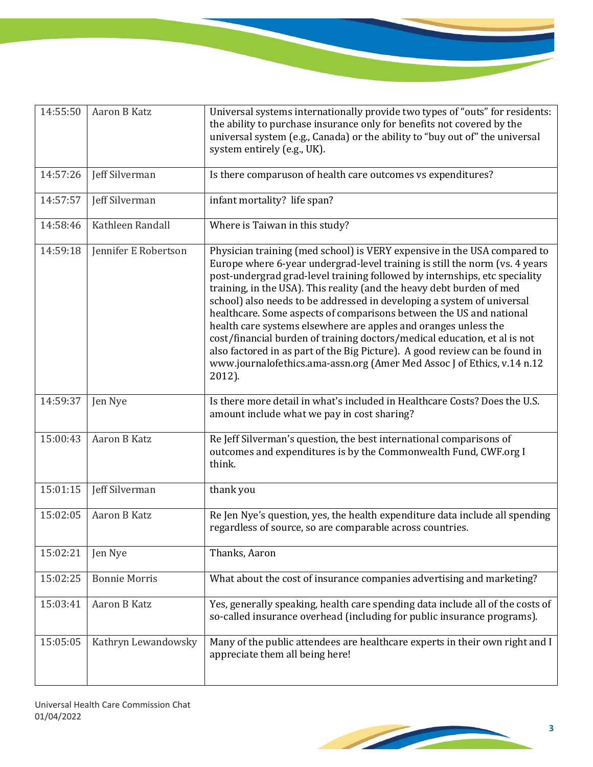| | | |
|---|---|---|
| 14:55:50 | Aaron B Katz | Universal systems internationally provide two types of "outs" for residents: the ability to purchase insurance only for benefits not covered by the universal system (e.g., Canada) or the ability to "buy out of" the universal system entirely (e.g., UK). |
| 14:57:26 | Jeff Silverman | Is there comparuson of health care outcomes vs expenditures? |
| 14:57:57 | Jeff Silverman | infant mortality? life span? |
| 14:58:46 | Kathleen Randall | Where is Taiwan in this study? |
| 14:59:18 | Jennifer E Robertson | Physician training (med school) is VERY expensive in the USA compared to Europe where 6-year undergrad-level training is still the norm (vs. 4 years post-undergrad grad-level training followed by internships, etc speciality training, in the USA). This reality (and the heavy debt burden of med school) also needs to be addressed in developing a system of universal healthcare. Some aspects of comparisons between the US and national health care systems elsewhere are apples and oranges unless the cost/financial burden of training doctors/medical education, et al is not also factored in as part of the Big Picture). A good review can be found in www.journalofethics.ama-assn.org (Amer Med Assoc J of Ethics, v.14 n.12 2012). |
| 14:59:37 | Jen Nye | Is there more detail in what's included in Healthcare Costs? Does the U.S. amount include what we pay in cost sharing? |
| 15:00:43 | Aaron B Katz | Re Jeff Silverman's question, the best international comparisons of outcomes and expenditures is by the Commonwealth Fund, CWF.org I think. |
| 15:01:15 | Jeff Silverman | thank you |
| 15:02:05 | Aaron B Katz | Re Jen Nye's question, yes, the health expenditure data include all spending regardless of source, so are comparable across countries. |
| 15:02:21 | Jen Nye | Thanks, Aaron |
| 15:02:25 | Bonnie Morris | What about the cost of insurance companies advertising and marketing? |
| 15:03:41 | Aaron B Katz | Yes, generally speaking, health care spending data include all of the costs of so-called insurance overhead (including for public insurance programs). |
| 15:05:05 | Kathryn Lewandowsky | Many of the public attendees are healthcare experts in their own right and I appreciate them all being here! |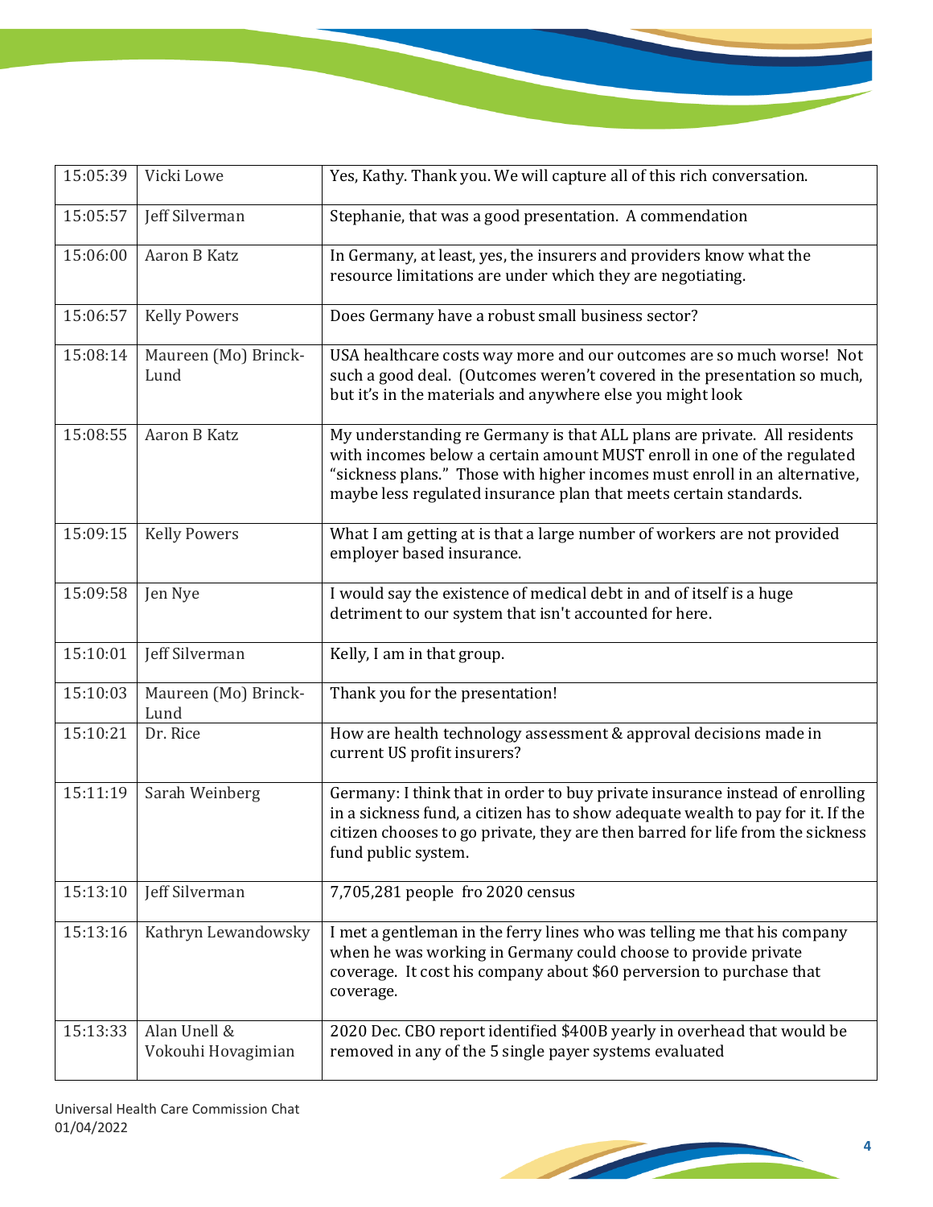| | | |
|---|---|---|
| 15:05:39 | Vicki Lowe | Yes, Kathy. Thank you. We will capture all of this rich conversation. |
| 15:05:57 | Jeff Silverman | Stephanie, that was a good presentation. A commendation |
| 15:06:00 | Aaron B Katz | In Germany, at least, yes, the insurers and providers know what the resource limitations are under which they are negotiating. |
| 15:06:57 | Kelly Powers | Does Germany have a robust small business sector? |
| 15:08:14 | Maureen (Mo) Brinck-Lund | USA healthcare costs way more and our outcomes are so much worse! Not such a good deal. (Outcomes weren't covered in the presentation so much, but it's in the materials and anywhere else you might look |
| 15:08:55 | Aaron B Katz | My understanding re Germany is that ALL plans are private. All residents with incomes below a certain amount MUST enroll in one of the regulated "sickness plans." Those with higher incomes must enroll in an alternative, maybe less regulated insurance plan that meets certain standards. |
| 15:09:15 | Kelly Powers | What I am getting at is that a large number of workers are not provided employer based insurance. |
| 15:09:58 | Jen Nye | I would say the existence of medical debt in and of itself is a huge detriment to our system that isn't accounted for here. |
| 15:10:01 | Jeff Silverman | Kelly, I am in that group. |
| 15:10:03 | Maureen (Mo) Brinck-Lund | Thank you for the presentation! |
| 15:10:21 | Dr. Rice | How are health technology assessment & approval decisions made in current US profit insurers? |
| 15:11:19 | Sarah Weinberg | Germany: I think that in order to buy private insurance instead of enrolling in a sickness fund, a citizen has to show adequate wealth to pay for it. If the citizen chooses to go private, they are then barred for life from the sickness fund public system. |
| 15:13:10 | Jeff Silverman | 7,705,281 people fro 2020 census |
| 15:13:16 | Kathryn Lewandowsky | I met a gentleman in the ferry lines who was telling me that his company when he was working in Germany could choose to provide private coverage. It cost his company about $60 perversion to purchase that coverage. |
| 15:13:33 | Alan Unell & Vokouhi Hovagimian | 2020 Dec. CBO report identified $400B yearly in overhead that would be removed in any of the 5 single payer systems evaluated |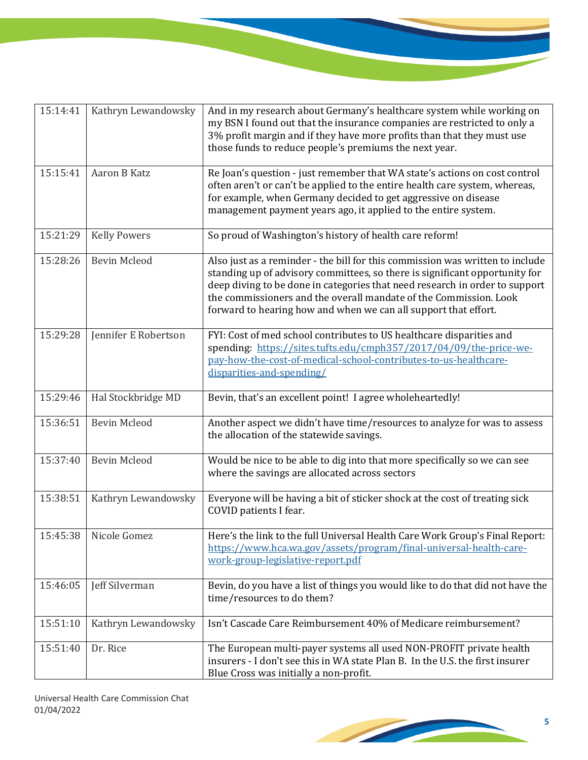| | | |
|---|---|---|
| 15:14:41 | Kathryn Lewandowsky | And in my research about Germany's healthcare system while working on my BSN I found out that the insurance companies are restricted to only a 3% profit margin and if they have more profits than that they must use those funds to reduce people's premiums the next year. |
| 15:15:41 | Aaron B Katz | Re Joan's question - just remember that WA state's actions on cost control often aren't or can't be applied to the entire health care system, whereas, for example, when Germany decided to get aggressive on disease management payment years ago, it applied to the entire system. |
| 15:21:29 | Kelly Powers | So proud of Washington's history of health care reform! |
| 15:28:26 | Bevin Mcleod | Also just as a reminder - the bill for this commission was written to include standing up of advisory committees, so there is significant opportunity for deep diving to be done in categories that need research in order to support the commissioners and the overall mandate of the Commission. Look forward to hearing how and when we can all support that effort. |
| 15:29:28 | Jennifer E Robertson | FYI: Cost of med school contributes to US healthcare disparities and spending: [https://sites.tufts.edu/cmph357/2017/04/09/the-price-we-pay-how-the-cost-of-medical-school-contributes-to-us-healthcare-disparities-and-spending/](https://sites.tufts.edu/cmph357/2017/04/09/the-price-we-pay-how-the-cost-of-medical-school-contributes-to-us-healthcare-disparities-and-spending/) |
| 15:29:46 | Hal Stockbridge MD | Bevin, that's an excellent point! I agree wholeheartedly! |
| 15:36:51 | Bevin Mcleod | Another aspect we didn't have time/resources to analyze for was to assess the allocation of the statewide savings. |
| 15:37:40 | Bevin Mcleod | Would be nice to be able to dig into that more specifically so we can see where the savings are allocated across sectors |
| 15:38:51 | Kathryn Lewandowsky | Everyone will be having a bit of sticker shock at the cost of treating sick COVID patients I fear. |
| 15:45:38 | Nicole Gomez | Here's the link to the full Universal Health Care Work Group's Final Report: [https://www.hca.wa.gov/assets/program/final-universal-health-care-work-group-legislative-report.pdf](https://www.hca.wa.gov/assets/program/final-universal-health-care-work-group-legislative-report.pdf) |
| 15:46:05 | Jeff Silverman | Bevin, do you have a list of things you would like to do that did not have the time/resources to do them? |
| 15:51:10 | Kathryn Lewandowsky | Isn't Cascade Care Reimbursement 40% of Medicare reimbursement? |
| 15:51:40 | Dr. Rice | The European multi-payer systems all used NON-PROFIT private health insurers - I don't see this in WA state Plan B. In the U.S. the first insurer Blue Cross was initially a non-profit. |

Universal Health Care Commission Chat
01/04/2022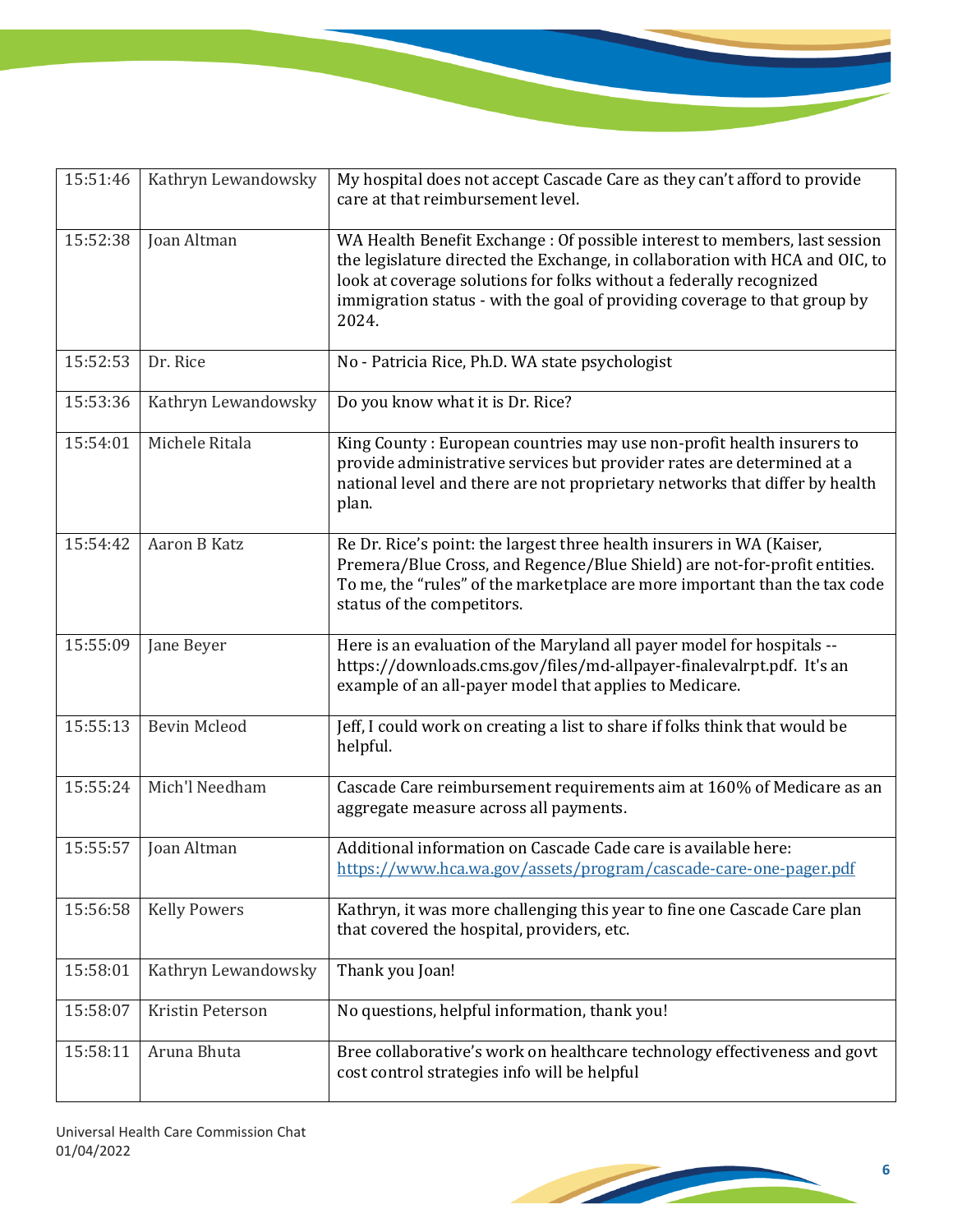| | | |
|---|---|---|
| 15:51:46 | Kathryn Lewandowsky | My hospital does not accept Cascade Care as they can't afford to provide care at that reimbursement level. |
| 15:52:38 | Joan Altman | WA Health Benefit Exchange : Of possible interest to members, last session the legislature directed the Exchange, in collaboration with HCA and OIC, to look at coverage solutions for folks without a federally recognized immigration status - with the goal of providing coverage to that group by 2024. |
| 15:52:53 | Dr. Rice | No - Patricia Rice, Ph.D. WA state psychologist |
| 15:53:36 | Kathryn Lewandowsky | Do you know what it is Dr. Rice? |
| 15:54:01 | Michele Ritala | King County : European countries may use non-profit health insurers to provide administrative services but provider rates are determined at a national level and there are not proprietary networks that differ by health plan. |
| 15:54:42 | Aaron B Katz | Re Dr. Rice's point: the largest three health insurers in WA (Kaiser, Premera/Blue Cross, and Regence/Blue Shield) are not-for-profit entities. To me, the "rules" of the marketplace are more important than the tax code status of the competitors. |
| 15:55:09 | Jane Beyer | Here is an evaluation of the Maryland all payer model for hospitals -- https://downloads.cms.gov/files/md-allpayer-finalevalrpt.pdf. It's an example of an all-payer model that applies to Medicare. |
| 15:55:13 | Bevin Mcleod | Jeff, I could work on creating a list to share if folks think that would be helpful. |
| 15:55:24 | Mich'l Needham | Cascade Care reimbursement requirements aim at 160% of Medicare as an aggregate measure across all payments. |
| 15:55:57 | Joan Altman | Additional information on Cascade Cade care is available here: https://www.hca.wa.gov/assets/program/cascade-care-one-pager.pdf |
| 15:56:58 | Kelly Powers | Kathryn, it was more challenging this year to fine one Cascade Care plan that covered the hospital, providers, etc. |
| 15:58:01 | Kathryn Lewandowsky | Thank you Joan! |
| 15:58:07 | Kristin Peterson | No questions, helpful information, thank you! |
| 15:58:11 | Aruna Bhuta | Bree collaborative's work on healthcare technology effectiveness and govt cost control strategies info will be helpful |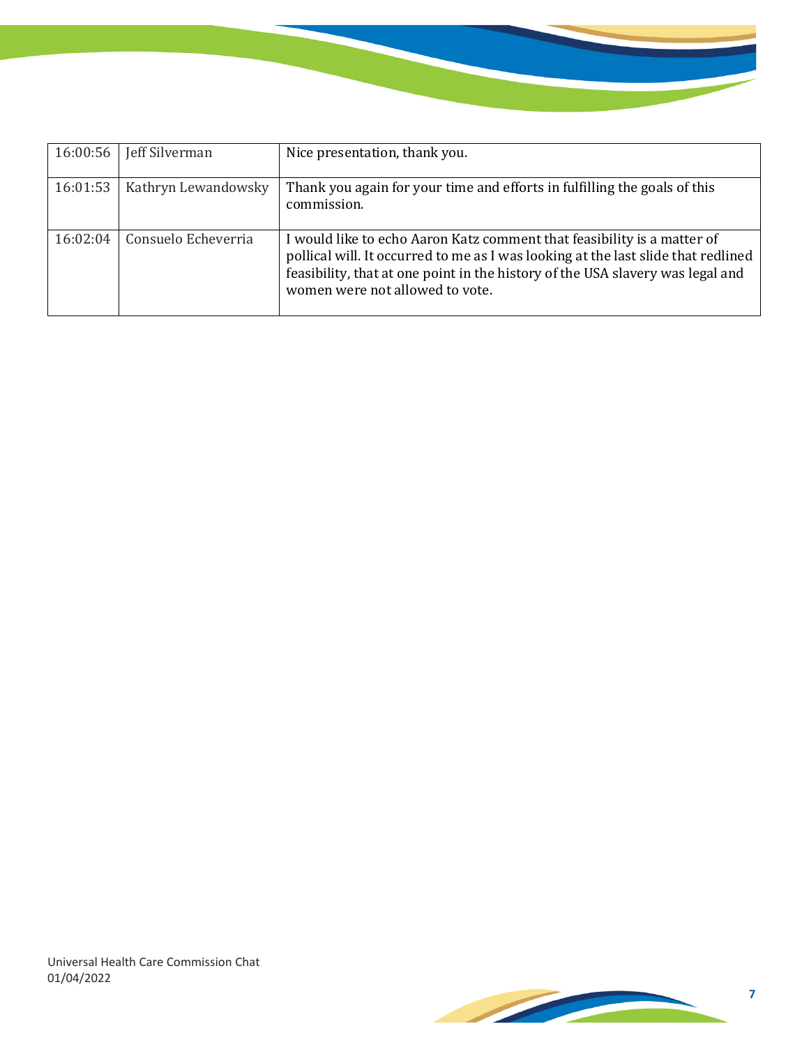| | | |
|---|---|---|
| 16:00:56 | Jeff Silverman | Nice presentation, thank you. |
| 16:01:53 | Kathryn Lewandowsky | Thank you again for your time and efforts in fulfilling the goals of this commission. |
| 16:02:04 | Consuelo Echeverria | I would like to echo Aaron Katz comment that feasibility is a matter of pollical will. It occurred to me as I was looking at the last slide that redlined feasibility, that at one point in the history of the USA slavery was legal and women were not allowed to vote. |